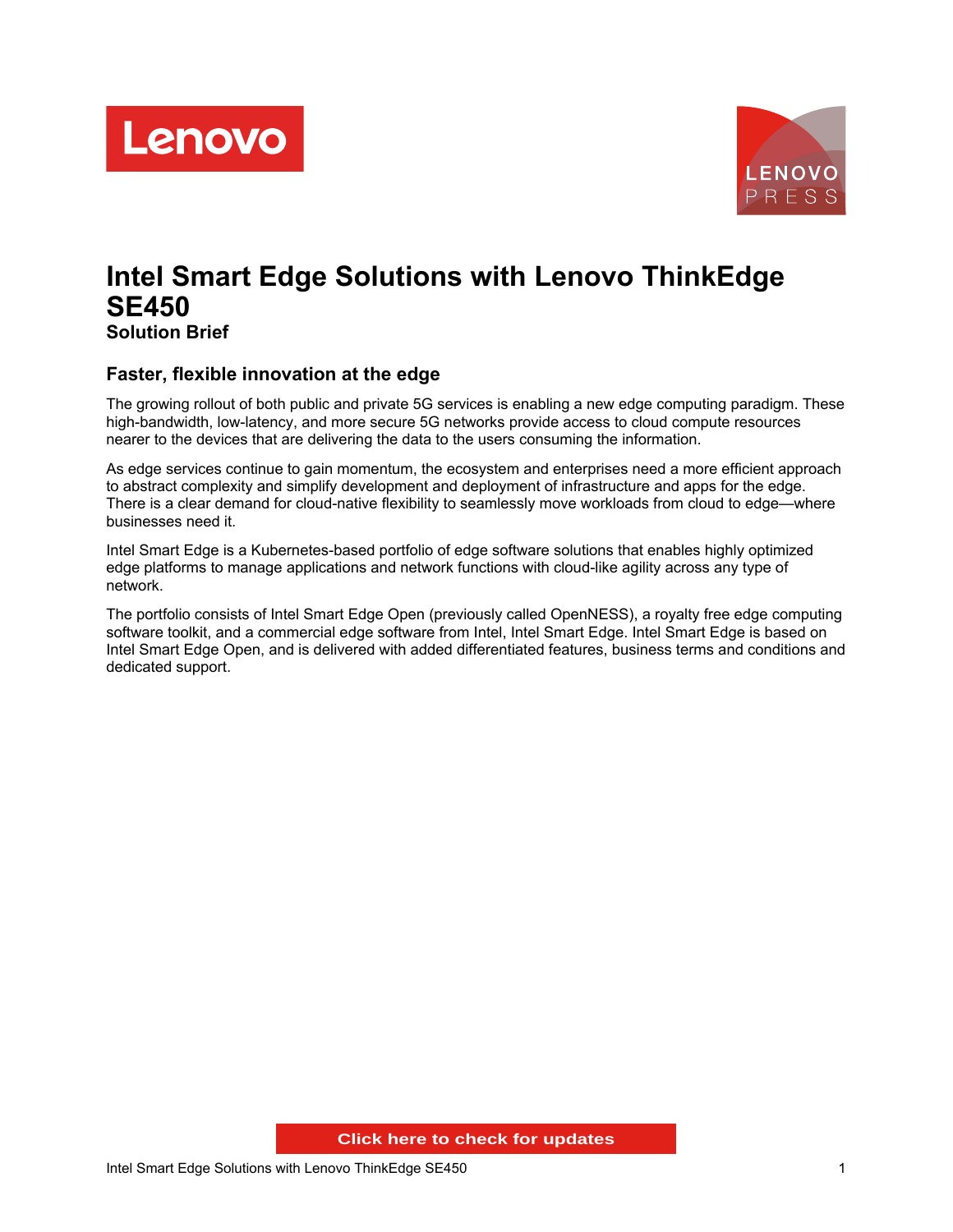# Intel Smart Edge Solutions with Lenovo ThinkEdge SE450

**Solution Brief**

## Faster, flexible innovation at the edge

The growing rollout of both public and private 5G services is enabling a new edge computing paradigm. These high-bandwidth, low-latency, and more secure 5G networks provide access to cloud compute resources nearer to the devices that are delivering the data to the users consuming the information.

As edge services continue to gain momentum, the ecosystem and enterprises need a more efficient approach to abstract complexity and simplify development and deployment of infrastructure and apps for the edge. There is a clear demand for cloud-native flexibility to seamlessly move workloads from cloud to edge—where businesses need it.

Intel Smart Edge is a Kubernetes-based portfolio of edge software solutions that enables highly optimized edge platforms to manage applications and network functions with cloud-like agility across any type of network.

The portfolio consists of Intel Smart Edge Open (previously called OpenNESS), a royalty free edge computing software toolkit, and a commercial edge software from Intel, Intel Smart Edge. Intel Smart Edge is based on Intel Smart Edge Open, and is delivered with added differentiated features, business terms and conditions and dedicated support.

Click here to check for updates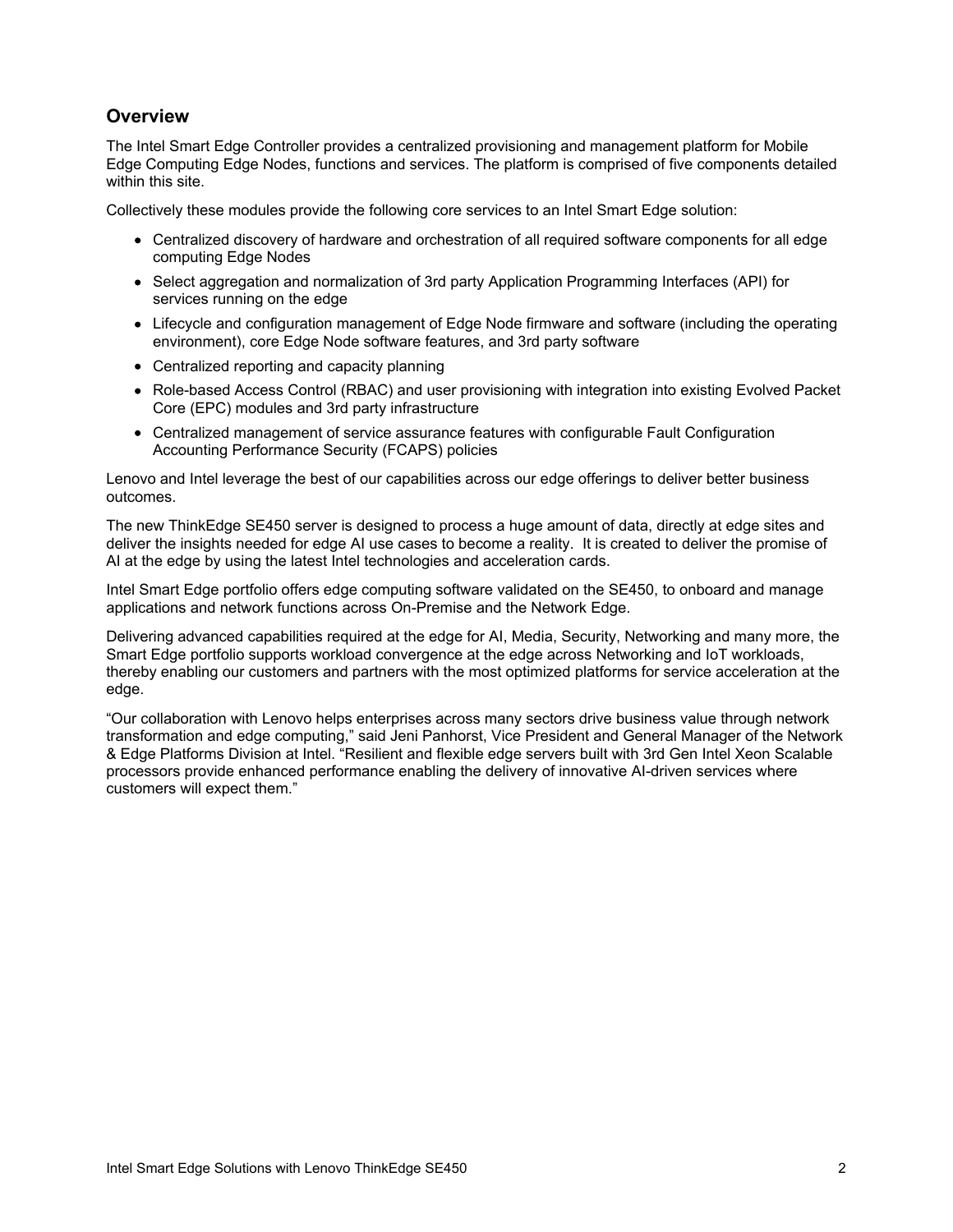## Overview

The Intel Smart Edge Controller provides a centralized provisioning and management platform for Mobile Edge Computing Edge Nodes, functions and services. The platform is comprised of five components detailed within this site.

Collectively these modules provide the following core services to an Intel Smart Edge solution:

- Centralized discovery of hardware and orchestration of all required software components for all edge computing Edge Nodes
- Select aggregation and normalization of 3rd party Application Programming Interfaces (API) for services running on the edge
- Lifecycle and configuration management of Edge Node firmware and software (including the operating environment), core Edge Node software features, and 3rd party software
- Centralized reporting and capacity planning
- Role-based Access Control (RBAC) and user provisioning with integration into existing Evolved Packet Core (EPC) modules and 3rd party infrastructure
- Centralized management of service assurance features with configurable Fault Configuration Accounting Performance Security (FCAPS) policies

Lenovo and Intel leverage the best of our capabilities across our edge offerings to deliver better business outcomes.

The new ThinkEdge SE450 server is designed to process a huge amount of data, directly at edge sites and deliver the insights needed for edge AI use cases to become a reality. It is created to deliver the promise of AI at the edge by using the latest Intel technologies and acceleration cards.

Intel Smart Edge portfolio offers edge computing software validated on the SE450, to onboard and manage applications and network functions across On-Premise and the Network Edge.

Delivering advanced capabilities required at the edge for AI, Media, Security, Networking and many more, the Smart Edge portfolio supports workload convergence at the edge across Networking and IoT workloads, thereby enabling our customers and partners with the most optimized platforms for service acceleration at the edge.

"Our collaboration with Lenovo helps enterprises across many sectors drive business value through network transformation and edge computing," said Jeni Panhorst, Vice President and General Manager of the Network & Edge Platforms Division at Intel. "Resilient and flexible edge servers built with 3rd Gen Intel Xeon Scalable processors provide enhanced performance enabling the delivery of innovative AI-driven services where customers will expect them."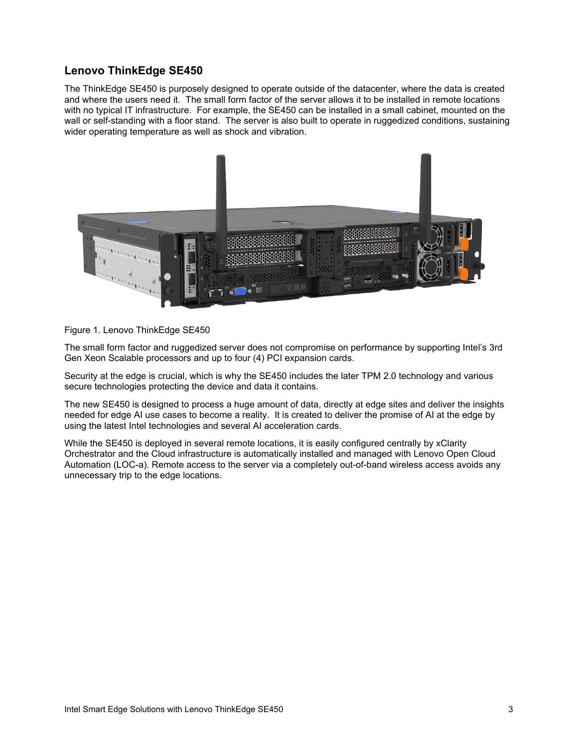## Lenovo ThinkEdge SE450

The ThinkEdge SE450 is purposely designed to operate outside of the datacenter, where the data is created and where the users need it. The small form factor of the server allows it to be installed in remote locations with no typical IT infrastructure. For example, the SE450 can be installed in a small cabinet, mounted on the wall or self-standing with a floor stand. The server is also built to operate in ruggedized conditions, sustaining wider operating temperature as well as shock and vibration.

Figure 1. Lenovo ThinkEdge SE450

The small form factor and ruggedized server does not compromise on performance by supporting Intel's 3rd Gen Xeon Scalable processors and up to four (4) PCI expansion cards.

Security at the edge is crucial, which is why the SE450 includes the later TPM 2.0 technology and various secure technologies protecting the device and data it contains.

The new SE450 is designed to process a huge amount of data, directly at edge sites and deliver the insights needed for edge AI use cases to become a reality. It is created to deliver the promise of AI at the edge by using the latest Intel technologies and several AI acceleration cards.

While the SE450 is deployed in several remote locations, it is easily configured centrally by xClarity Orchestrator and the Cloud infrastructure is automatically installed and managed with Lenovo Open Cloud Automation (LOC-a). Remote access to the server via a completely out-of-band wireless access avoids any unnecessary trip to the edge locations.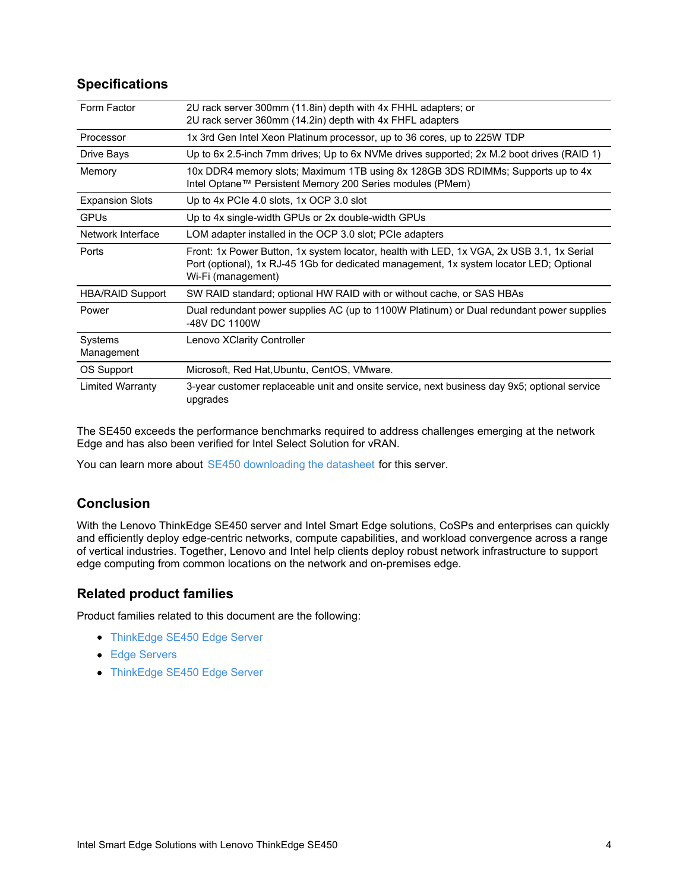## Specifications

| | |
|---|---|
| Form Factor | 2U rack server 300mm (11.8in) depth with 4x FHHL adapters; or 2U rack server 360mm (14.2in) depth with 4x FHFL adapters |
| Processor | 1x 3rd Gen Intel Xeon Platinum processor, up to 36 cores, up to 225W TDP |
| Drive Bays | Up to 6x 2.5-inch 7mm drives; Up to 6x NVMe drives supported; 2x M.2 boot drives (RAID 1) |
| Memory | 10x DDR4 memory slots; Maximum 1TB using 8x 128GB 3DS RDIMMs; Supports up to 4x Intel Optane™ Persistent Memory 200 Series modules (PMem) |
| Expansion Slots | Up to 4x PCIe 4.0 slots, 1x OCP 3.0 slot |
| GPUs | Up to 4x single-width GPUs or 2x double-width GPUs |
| Network Interface | LOM adapter installed in the OCP 3.0 slot; PCIe adapters |
| Ports | Front: 1x Power Button, 1x system locator, health with LED, 1x VGA, 2x USB 3.1, 1x Serial Port (optional), 1x RJ-45 1Gb for dedicated management, 1x system locator LED; Optional Wi-Fi (management) |
| HBA/RAID Support | SW RAID standard; optional HW RAID with or without cache, or SAS HBAs |
| Power | Dual redundant power supplies AC (up to 1100W Platinum) or Dual redundant power supplies -48V DC 1100W |
| Systems Management | Lenovo XClarity Controller |
| OS Support | Microsoft, Red Hat,Ubuntu, CentOS, VMware. |
| Limited Warranty | 3-year customer replaceable unit and onsite service, next business day 9x5; optional service upgrades |

The SE450 exceeds the performance benchmarks required to address challenges emerging at the network Edge and has also been verified for Intel Select Solution for vRAN.

You can learn more about SE450 downloading the datasheet for this server.

## Conclusion

With the Lenovo ThinkEdge SE450 server and Intel Smart Edge solutions, CoSPs and enterprises can quickly and efficiently deploy edge-centric networks, compute capabilities, and workload convergence across a range of vertical industries. Together, Lenovo and Intel help clients deploy robust network infrastructure to support edge computing from common locations on the network and on-premises edge.

## Related product families

Product families related to this document are the following:

- ThinkEdge SE450 Edge Server
- Edge Servers
- ThinkEdge SE450 Edge Server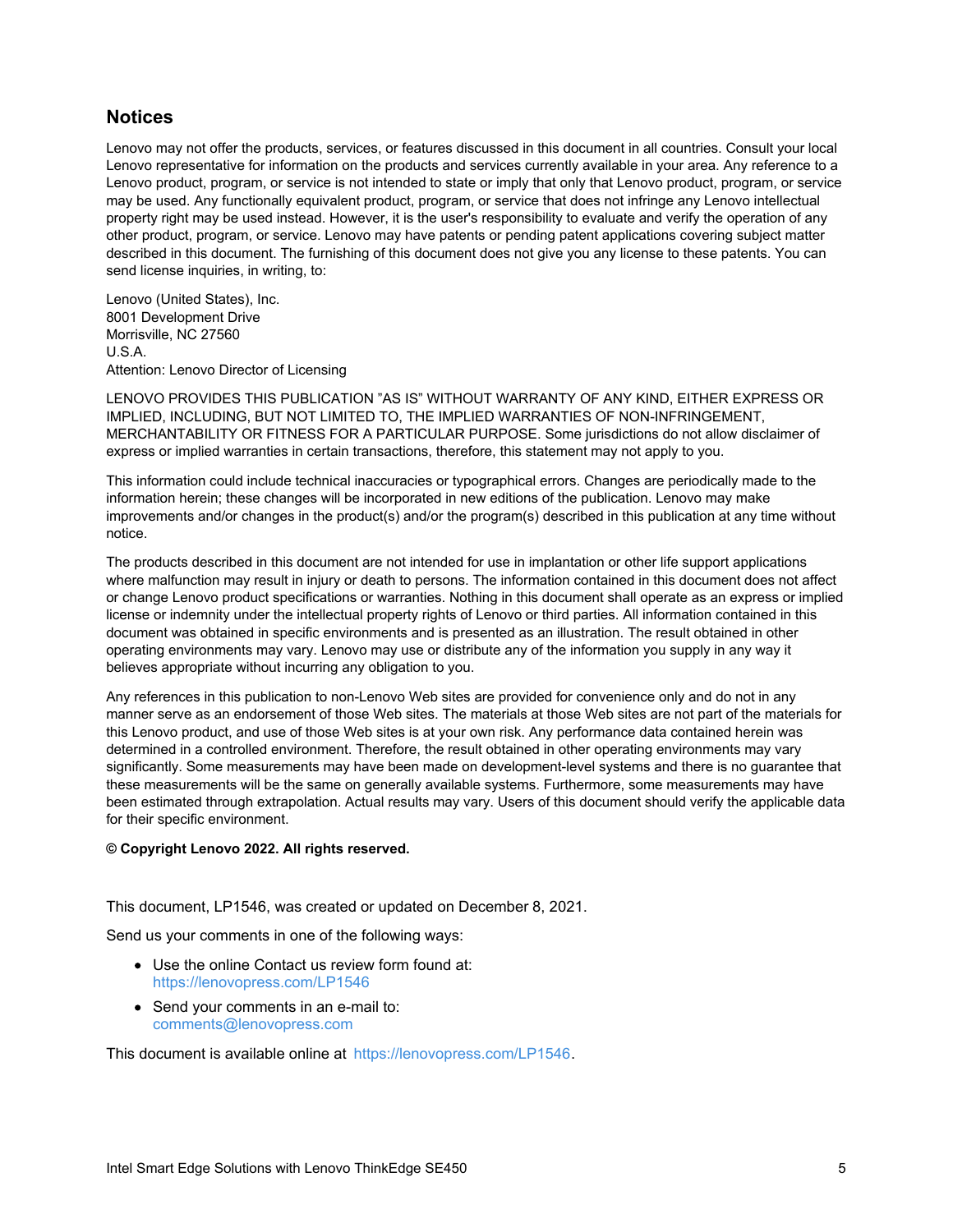## Notices

Lenovo may not offer the products, services, or features discussed in this document in all countries. Consult your local Lenovo representative for information on the products and services currently available in your area. Any reference to a Lenovo product, program, or service is not intended to state or imply that only that Lenovo product, program, or service may be used. Any functionally equivalent product, program, or service that does not infringe any Lenovo intellectual property right may be used instead. However, it is the user's responsibility to evaluate and verify the operation of any other product, program, or service. Lenovo may have patents or pending patent applications covering subject matter described in this document. The furnishing of this document does not give you any license to these patents. You can send license inquiries, in writing, to:

Lenovo (United States), Inc.
8001 Development Drive
Morrisville, NC 27560
U.S.A.
Attention: Lenovo Director of Licensing

LENOVO PROVIDES THIS PUBLICATION "AS IS" WITHOUT WARRANTY OF ANY KIND, EITHER EXPRESS OR IMPLIED, INCLUDING, BUT NOT LIMITED TO, THE IMPLIED WARRANTIES OF NON-INFRINGEMENT, MERCHANTABILITY OR FITNESS FOR A PARTICULAR PURPOSE. Some jurisdictions do not allow disclaimer of express or implied warranties in certain transactions, therefore, this statement may not apply to you.

This information could include technical inaccuracies or typographical errors. Changes are periodically made to the information herein; these changes will be incorporated in new editions of the publication. Lenovo may make improvements and/or changes in the product(s) and/or the program(s) described in this publication at any time without notice.

The products described in this document are not intended for use in implantation or other life support applications where malfunction may result in injury or death to persons. The information contained in this document does not affect or change Lenovo product specifications or warranties. Nothing in this document shall operate as an express or implied license or indemnity under the intellectual property rights of Lenovo or third parties. All information contained in this document was obtained in specific environments and is presented as an illustration. The result obtained in other operating environments may vary. Lenovo may use or distribute any of the information you supply in any way it believes appropriate without incurring any obligation to you.

Any references in this publication to non-Lenovo Web sites are provided for convenience only and do not in any manner serve as an endorsement of those Web sites. The materials at those Web sites are not part of the materials for this Lenovo product, and use of those Web sites is at your own risk. Any performance data contained herein was determined in a controlled environment. Therefore, the result obtained in other operating environments may vary significantly. Some measurements may have been made on development-level systems and there is no guarantee that these measurements will be the same on generally available systems. Furthermore, some measurements may have been estimated through extrapolation. Actual results may vary. Users of this document should verify the applicable data for their specific environment.

**© Copyright Lenovo 2022. All rights reserved.**

This document, LP1546, was created or updated on December 8, 2021.

Send us your comments in one of the following ways:

- Use the online Contact us review form found at:
  https://lenovopress.com/LP1546
- Send your comments in an e-mail to:
  comments@lenovopress.com

This document is available online at https://lenovopress.com/LP1546.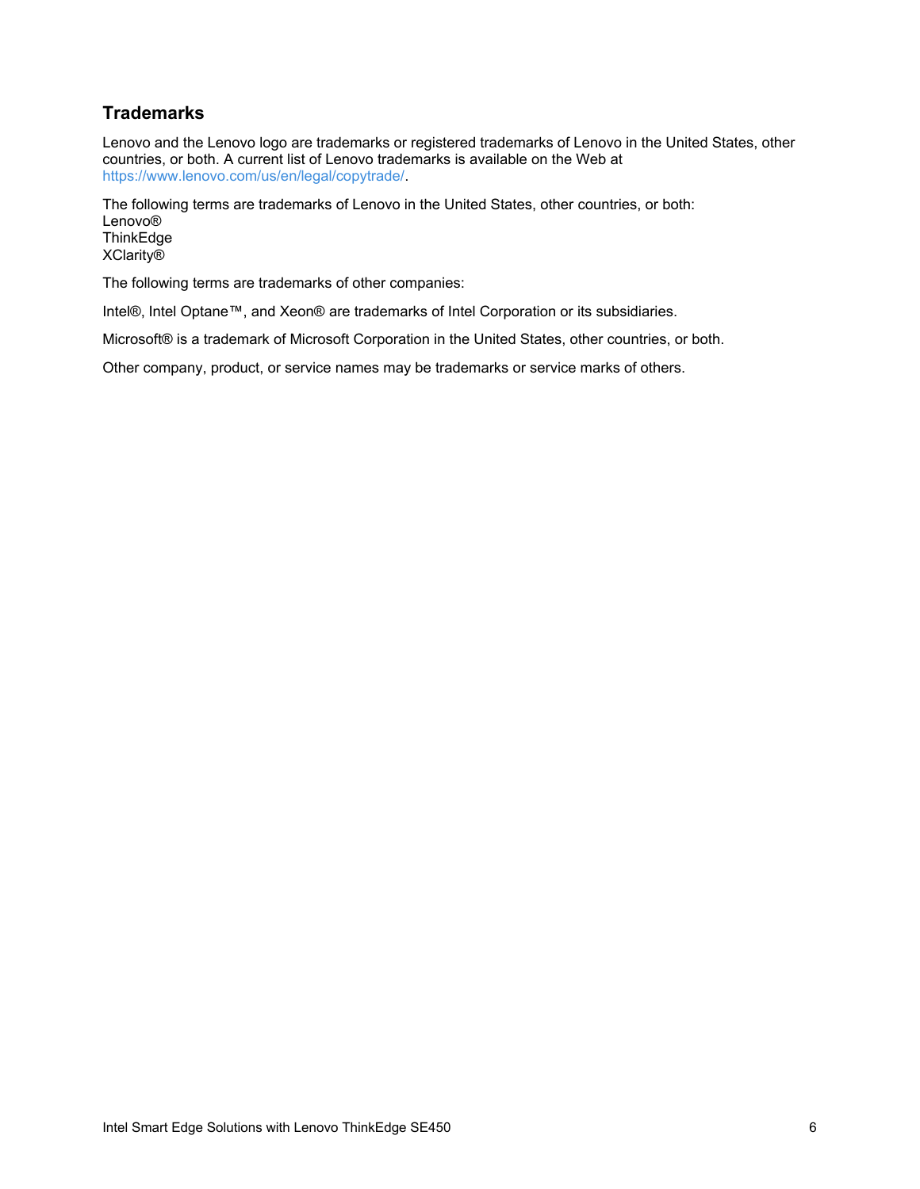## Trademarks

Lenovo and the Lenovo logo are trademarks or registered trademarks of Lenovo in the United States, other countries, or both. A current list of Lenovo trademarks is available on the Web at https://www.lenovo.com/us/en/legal/copytrade/.

The following terms are trademarks of Lenovo in the United States, other countries, or both:
Lenovo®
ThinkEdge
XClarity®

The following terms are trademarks of other companies:

Intel®, Intel Optane™, and Xeon® are trademarks of Intel Corporation or its subsidiaries.

Microsoft® is a trademark of Microsoft Corporation in the United States, other countries, or both.

Other company, product, or service names may be trademarks or service marks of others.